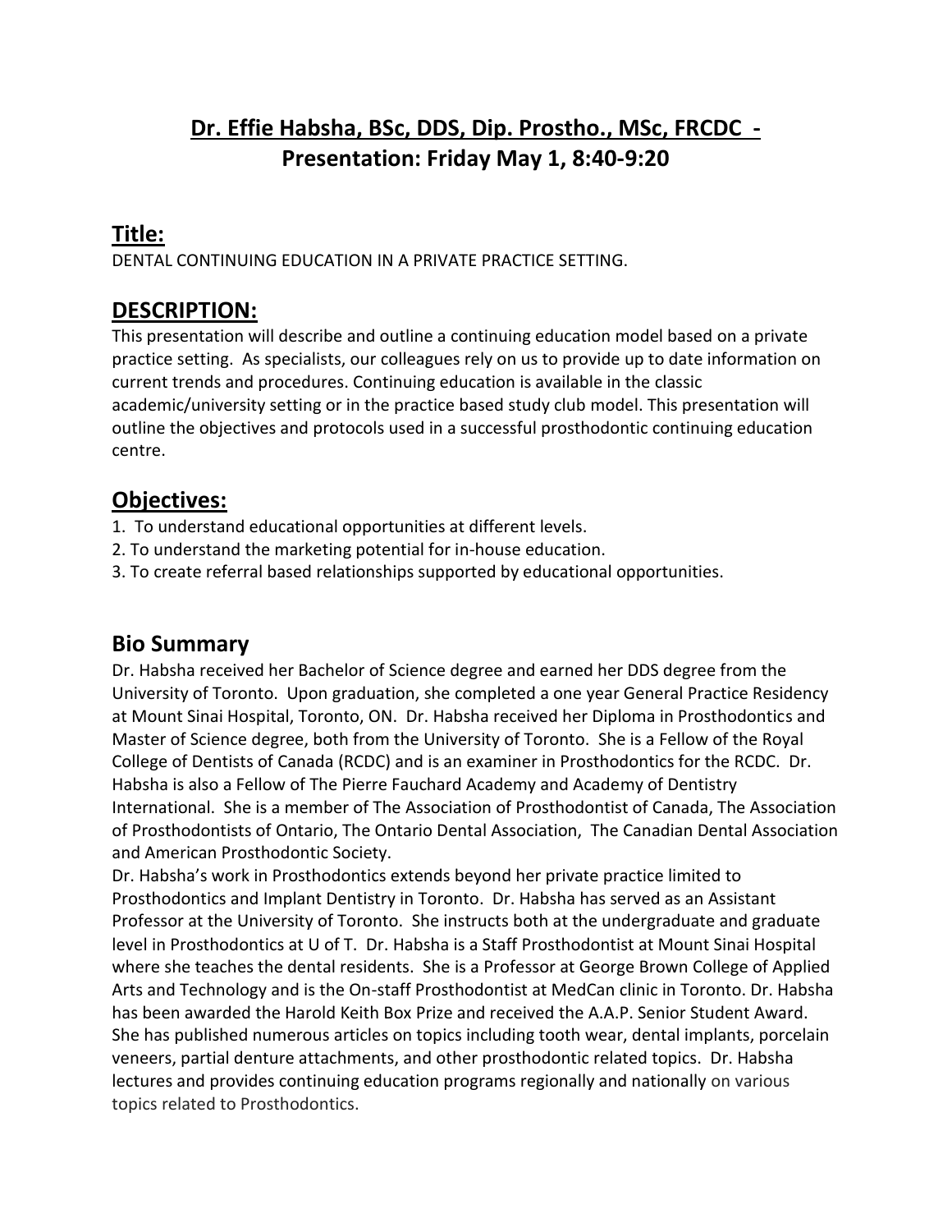# Dr. Effie Habsha, BSc, DDS, Dip. Prostho., MSc, FRCDC - Presentation: Friday May 1, 8:40-9:20

## Title:

DENTAL CONTINUING EDUCATION IN A PRIVATE PRACTICE SETTING.

## DESCRIPTION:

This presentation will describe and outline a continuing education model based on a private practice setting. As specialists, our colleagues rely on us to provide up to date information on current trends and procedures. Continuing education is available in the classic academic/university setting or in the practice based study club model. This presentation will outline the objectives and protocols used in a successful prosthodontic continuing education centre.

## Objectives:

1. To understand educational opportunities at different levels.
2. To understand the marketing potential for in-house education.
3. To create referral based relationships supported by educational opportunities.

## Bio Summary

Dr. Habsha received her Bachelor of Science degree and earned her DDS degree from the University of Toronto. Upon graduation, she completed a one year General Practice Residency at Mount Sinai Hospital, Toronto, ON. Dr. Habsha received her Diploma in Prosthodontics and Master of Science degree, both from the University of Toronto. She is a Fellow of the Royal College of Dentists of Canada (RCDC) and is an examiner in Prosthodontics for the RCDC. Dr. Habsha is also a Fellow of The Pierre Fauchard Academy and Academy of Dentistry International. She is a member of The Association of Prosthodontist of Canada, The Association of Prosthodontists of Ontario, The Ontario Dental Association, The Canadian Dental Association and American Prosthodontic Society.

Dr. Habsha's work in Prosthodontics extends beyond her private practice limited to Prosthodontics and Implant Dentistry in Toronto. Dr. Habsha has served as an Assistant Professor at the University of Toronto. She instructs both at the undergraduate and graduate level in Prosthodontics at U of T. Dr. Habsha is a Staff Prosthodontist at Mount Sinai Hospital where she teaches the dental residents. She is a Professor at George Brown College of Applied Arts and Technology and is the On-staff Prosthodontist at MedCan clinic in Toronto. Dr. Habsha has been awarded the Harold Keith Box Prize and received the A.A.P. Senior Student Award. She has published numerous articles on topics including tooth wear, dental implants, porcelain veneers, partial denture attachments, and other prosthodontic related topics. Dr. Habsha lectures and provides continuing education programs regionally and nationally on various topics related to Prosthodontics.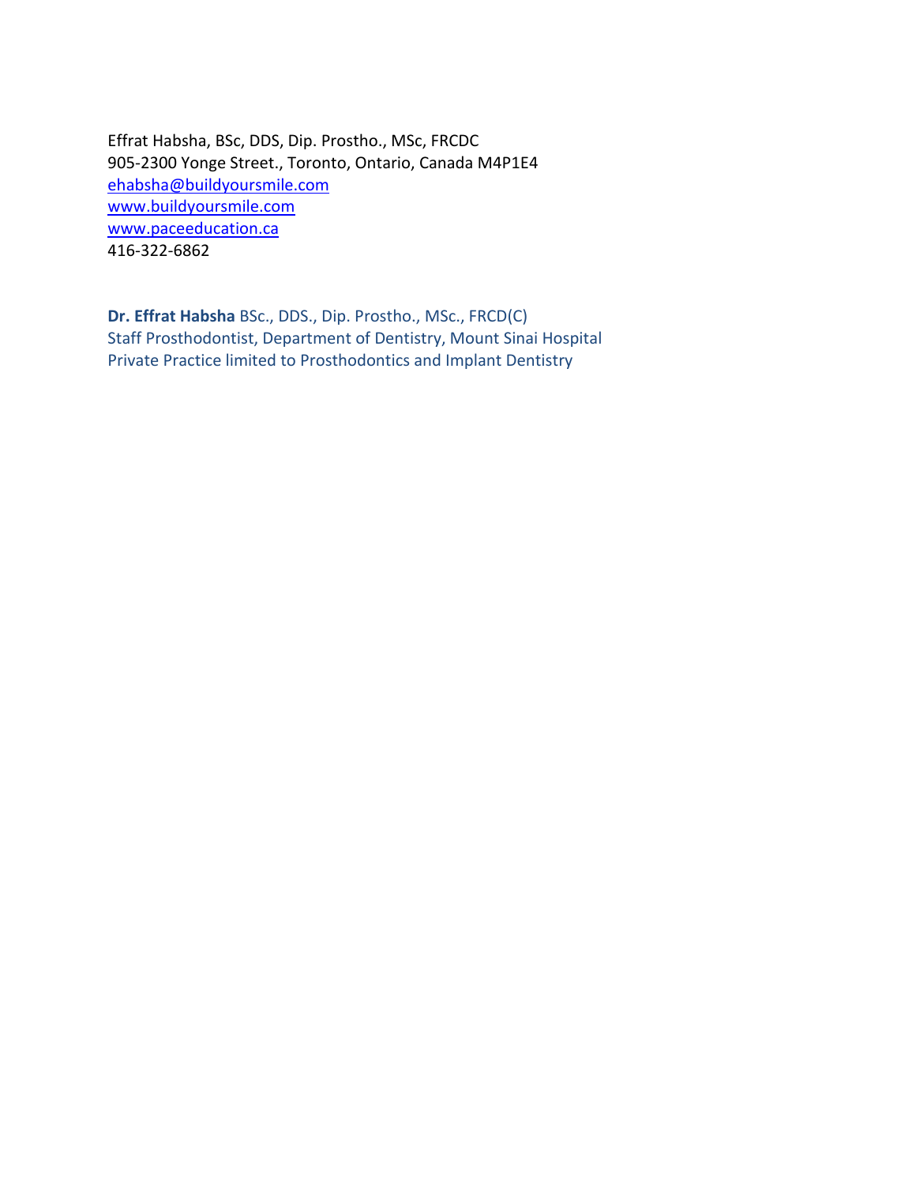Effrat Habsha, BSc, DDS, Dip. Prostho., MSc, FRCDC
905-2300 Yonge Street., Toronto, Ontario, Canada M4P1E4
ehabsha@buildyoursmile.com
www.buildyoursmile.com
www.paceeducation.ca
416-322-6862

**Dr. Effrat Habsha** BSc., DDS., Dip. Prostho., MSc., FRCD(C)
Staff Prosthodontist, Department of Dentistry, Mount Sinai Hospital
Private Practice limited to Prosthodontics and Implant Dentistry